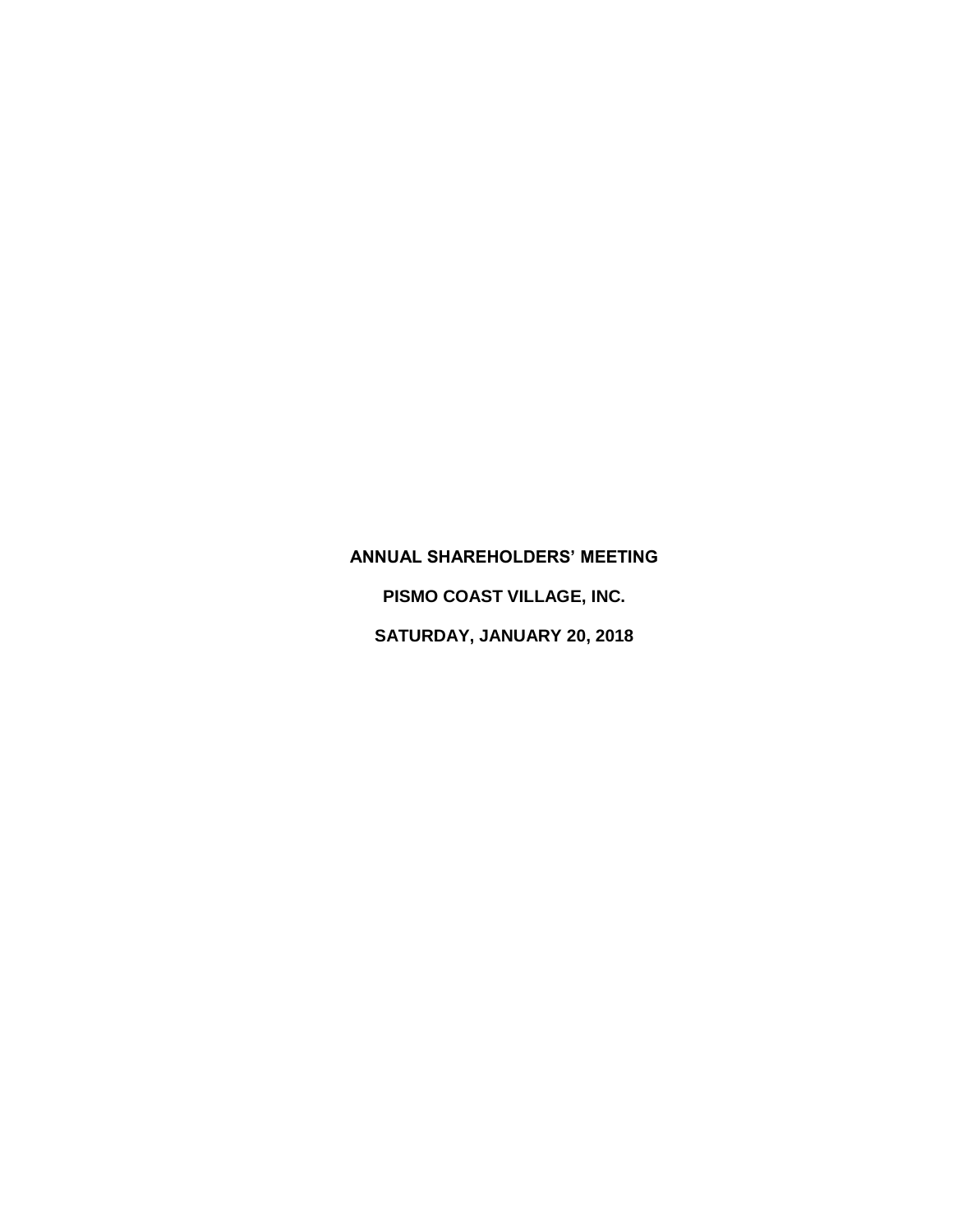# ANNUAL SHAREHOLDERS' MEETING

# PISMO COAST VILLAGE, INC.

# SATURDAY, JANUARY 20, 2018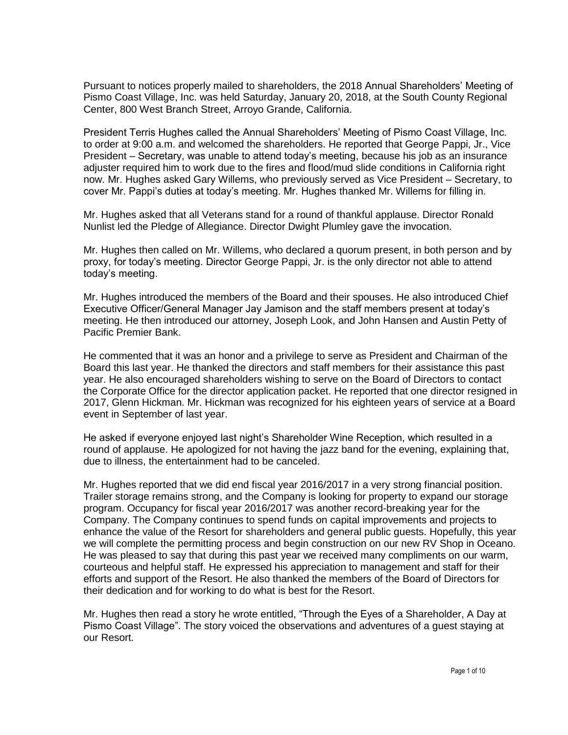Pursuant to notices properly mailed to shareholders, the 2018 Annual Shareholders' Meeting of Pismo Coast Village, Inc. was held Saturday, January 20, 2018, at the South County Regional Center, 800 West Branch Street, Arroyo Grande, California.

President Terris Hughes called the Annual Shareholders' Meeting of Pismo Coast Village, Inc. to order at 9:00 a.m. and welcomed the shareholders. He reported that George Pappi, Jr., Vice President – Secretary, was unable to attend today's meeting, because his job as an insurance adjuster required him to work due to the fires and flood/mud slide conditions in California right now. Mr. Hughes asked Gary Willems, who previously served as Vice President – Secretary, to cover Mr. Pappi's duties at today's meeting. Mr. Hughes thanked Mr. Willems for filling in.

Mr. Hughes asked that all Veterans stand for a round of thankful applause. Director Ronald Nunlist led the Pledge of Allegiance. Director Dwight Plumley gave the invocation.

Mr. Hughes then called on Mr. Willems, who declared a quorum present, in both person and by proxy, for today's meeting. Director George Pappi, Jr. is the only director not able to attend today's meeting.

Mr. Hughes introduced the members of the Board and their spouses. He also introduced Chief Executive Officer/General Manager Jay Jamison and the staff members present at today's meeting. He then introduced our attorney, Joseph Look, and John Hansen and Austin Petty of Pacific Premier Bank.

He commented that it was an honor and a privilege to serve as President and Chairman of the Board this last year. He thanked the directors and staff members for their assistance this past year. He also encouraged shareholders wishing to serve on the Board of Directors to contact the Corporate Office for the director application packet. He reported that one director resigned in 2017, Glenn Hickman. Mr. Hickman was recognized for his eighteen years of service at a Board event in September of last year.

He asked if everyone enjoyed last night's Shareholder Wine Reception, which resulted in a round of applause. He apologized for not having the jazz band for the evening, explaining that, due to illness, the entertainment had to be canceled.

Mr. Hughes reported that we did end fiscal year 2016/2017 in a very strong financial position. Trailer storage remains strong, and the Company is looking for property to expand our storage program. Occupancy for fiscal year 2016/2017 was another record-breaking year for the Company. The Company continues to spend funds on capital improvements and projects to enhance the value of the Resort for shareholders and general public guests. Hopefully, this year we will complete the permitting process and begin construction on our new RV Shop in Oceano. He was pleased to say that during this past year we received many compliments on our warm, courteous and helpful staff. He expressed his appreciation to management and staff for their efforts and support of the Resort. He also thanked the members of the Board of Directors for their dedication and for working to do what is best for the Resort.

Mr. Hughes then read a story he wrote entitled, "Through the Eyes of a Shareholder, A Day at Pismo Coast Village". The story voiced the observations and adventures of a guest staying at our Resort.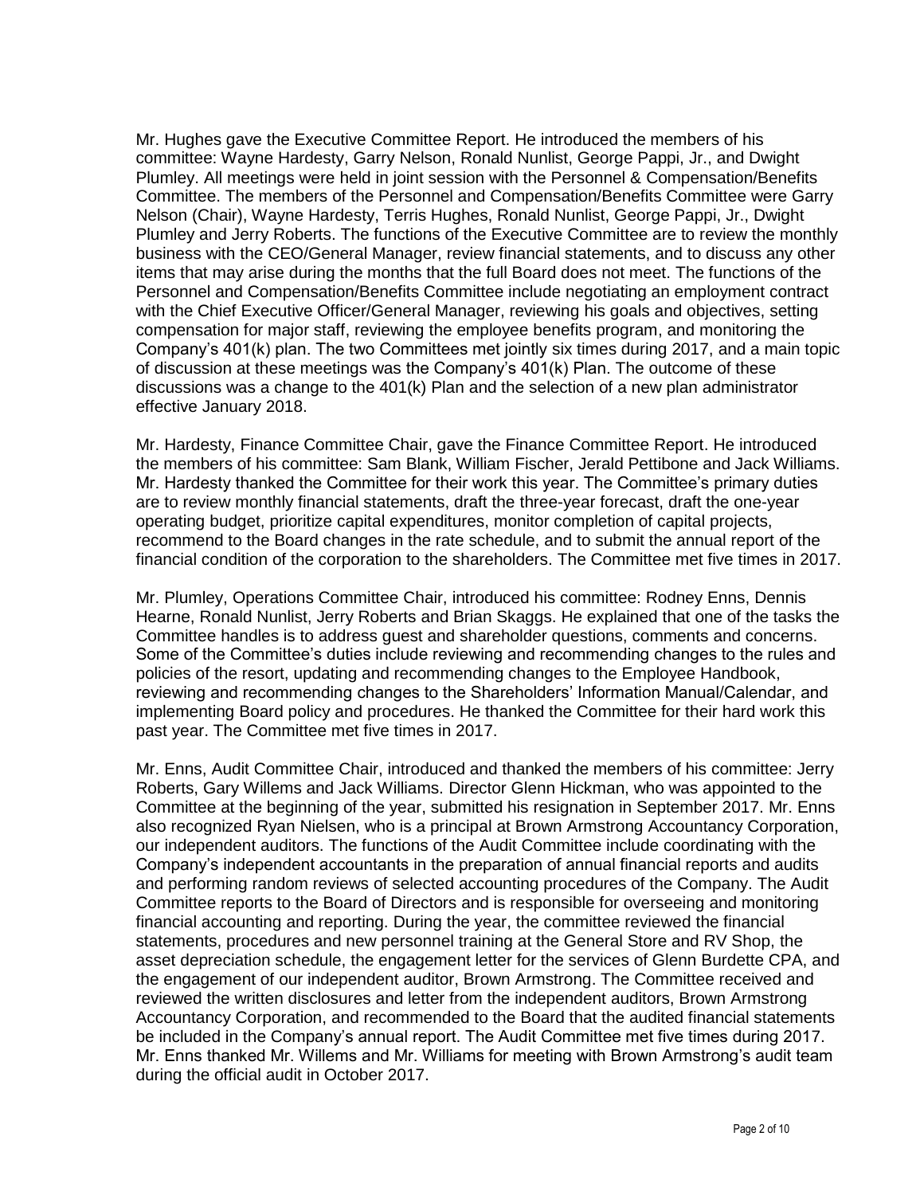Mr. Hughes gave the Executive Committee Report. He introduced the members of his committee: Wayne Hardesty, Garry Nelson, Ronald Nunlist, George Pappi, Jr., and Dwight Plumley. All meetings were held in joint session with the Personnel & Compensation/Benefits Committee. The members of the Personnel and Compensation/Benefits Committee were Garry Nelson (Chair), Wayne Hardesty, Terris Hughes, Ronald Nunlist, George Pappi, Jr., Dwight Plumley and Jerry Roberts. The functions of the Executive Committee are to review the monthly business with the CEO/General Manager, review financial statements, and to discuss any other items that may arise during the months that the full Board does not meet. The functions of the Personnel and Compensation/Benefits Committee include negotiating an employment contract with the Chief Executive Officer/General Manager, reviewing his goals and objectives, setting compensation for major staff, reviewing the employee benefits program, and monitoring the Company's 401(k) plan. The two Committees met jointly six times during 2017, and a main topic of discussion at these meetings was the Company's 401(k) Plan. The outcome of these discussions was a change to the 401(k) Plan and the selection of a new plan administrator effective January 2018.

Mr. Hardesty, Finance Committee Chair, gave the Finance Committee Report. He introduced the members of his committee: Sam Blank, William Fischer, Jerald Pettibone and Jack Williams. Mr. Hardesty thanked the Committee for their work this year. The Committee's primary duties are to review monthly financial statements, draft the three-year forecast, draft the one-year operating budget, prioritize capital expenditures, monitor completion of capital projects, recommend to the Board changes in the rate schedule, and to submit the annual report of the financial condition of the corporation to the shareholders. The Committee met five times in 2017.

Mr. Plumley, Operations Committee Chair, introduced his committee: Rodney Enns, Dennis Hearne, Ronald Nunlist, Jerry Roberts and Brian Skaggs. He explained that one of the tasks the Committee handles is to address guest and shareholder questions, comments and concerns. Some of the Committee's duties include reviewing and recommending changes to the rules and policies of the resort, updating and recommending changes to the Employee Handbook, reviewing and recommending changes to the Shareholders' Information Manual/Calendar, and implementing Board policy and procedures. He thanked the Committee for their hard work this past year. The Committee met five times in 2017.

Mr. Enns, Audit Committee Chair, introduced and thanked the members of his committee: Jerry Roberts, Gary Willems and Jack Williams. Director Glenn Hickman, who was appointed to the Committee at the beginning of the year, submitted his resignation in September 2017. Mr. Enns also recognized Ryan Nielsen, who is a principal at Brown Armstrong Accountancy Corporation, our independent auditors. The functions of the Audit Committee include coordinating with the Company's independent accountants in the preparation of annual financial reports and audits and performing random reviews of selected accounting procedures of the Company. The Audit Committee reports to the Board of Directors and is responsible for overseeing and monitoring financial accounting and reporting. During the year, the committee reviewed the financial statements, procedures and new personnel training at the General Store and RV Shop, the asset depreciation schedule, the engagement letter for the services of Glenn Burdette CPA, and the engagement of our independent auditor, Brown Armstrong. The Committee received and reviewed the written disclosures and letter from the independent auditors, Brown Armstrong Accountancy Corporation, and recommended to the Board that the audited financial statements be included in the Company's annual report. The Audit Committee met five times during 2017. Mr. Enns thanked Mr. Willems and Mr. Williams for meeting with Brown Armstrong's audit team during the official audit in October 2017.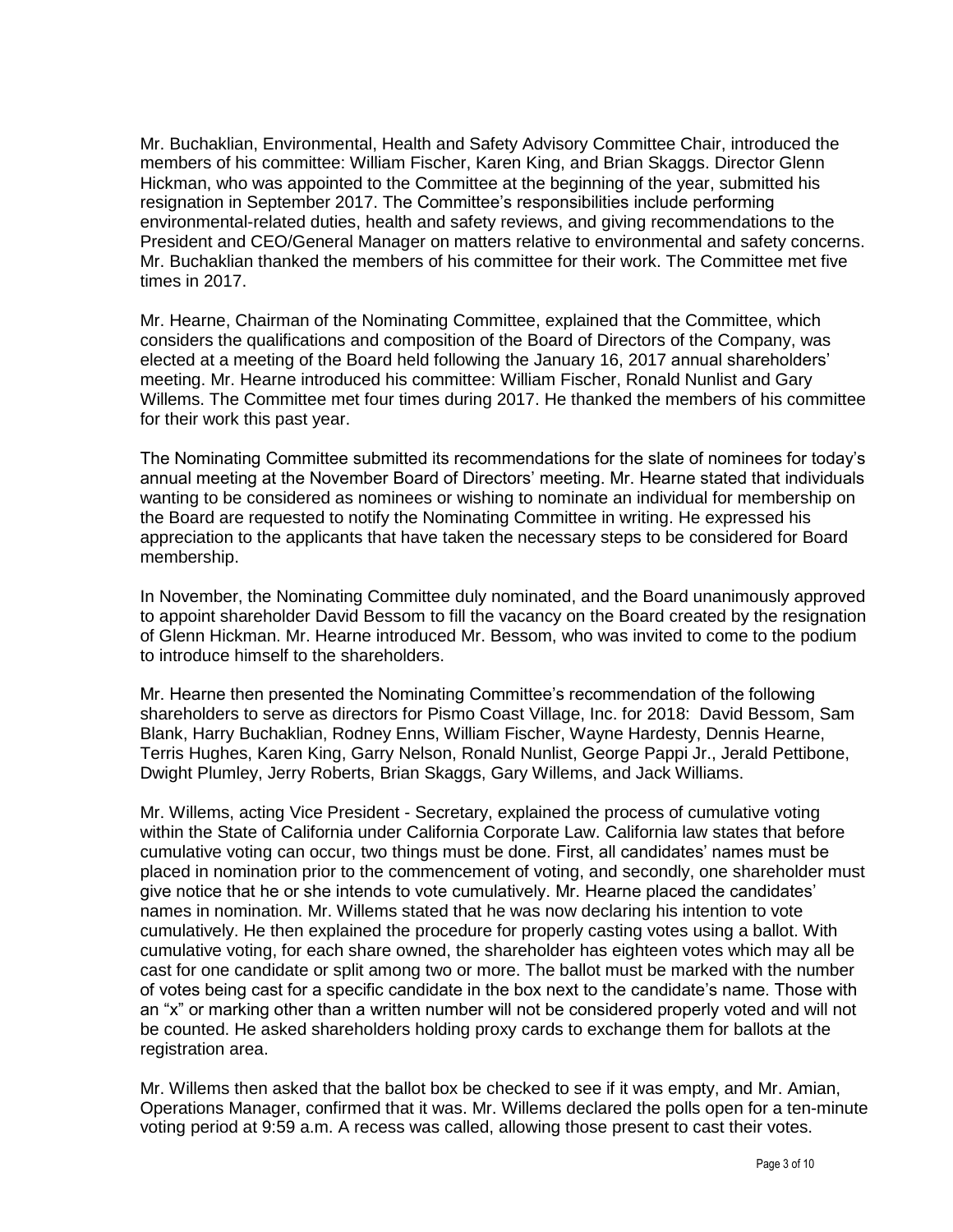Mr. Buchaklian, Environmental, Health and Safety Advisory Committee Chair, introduced the members of his committee: William Fischer, Karen King, and Brian Skaggs. Director Glenn Hickman, who was appointed to the Committee at the beginning of the year, submitted his resignation in September 2017. The Committee's responsibilities include performing environmental-related duties, health and safety reviews, and giving recommendations to the President and CEO/General Manager on matters relative to environmental and safety concerns. Mr. Buchaklian thanked the members of his committee for their work. The Committee met five times in 2017.

Mr. Hearne, Chairman of the Nominating Committee, explained that the Committee, which considers the qualifications and composition of the Board of Directors of the Company, was elected at a meeting of the Board held following the January 16, 2017 annual shareholders' meeting. Mr. Hearne introduced his committee: William Fischer, Ronald Nunlist and Gary Willems. The Committee met four times during 2017. He thanked the members of his committee for their work this past year.

The Nominating Committee submitted its recommendations for the slate of nominees for today's annual meeting at the November Board of Directors' meeting. Mr. Hearne stated that individuals wanting to be considered as nominees or wishing to nominate an individual for membership on the Board are requested to notify the Nominating Committee in writing. He expressed his appreciation to the applicants that have taken the necessary steps to be considered for Board membership.

In November, the Nominating Committee duly nominated, and the Board unanimously approved to appoint shareholder David Bessom to fill the vacancy on the Board created by the resignation of Glenn Hickman. Mr. Hearne introduced Mr. Bessom, who was invited to come to the podium to introduce himself to the shareholders.

Mr. Hearne then presented the Nominating Committee's recommendation of the following shareholders to serve as directors for Pismo Coast Village, Inc. for 2018: David Bessom, Sam Blank, Harry Buchaklian, Rodney Enns, William Fischer, Wayne Hardesty, Dennis Hearne, Terris Hughes, Karen King, Garry Nelson, Ronald Nunlist, George Pappi Jr., Jerald Pettibone, Dwight Plumley, Jerry Roberts, Brian Skaggs, Gary Willems, and Jack Williams.

Mr. Willems, acting Vice President - Secretary, explained the process of cumulative voting within the State of California under California Corporate Law. California law states that before cumulative voting can occur, two things must be done. First, all candidates' names must be placed in nomination prior to the commencement of voting, and secondly, one shareholder must give notice that he or she intends to vote cumulatively. Mr. Hearne placed the candidates' names in nomination. Mr. Willems stated that he was now declaring his intention to vote cumulatively. He then explained the procedure for properly casting votes using a ballot. With cumulative voting, for each share owned, the shareholder has eighteen votes which may all be cast for one candidate or split among two or more. The ballot must be marked with the number of votes being cast for a specific candidate in the box next to the candidate's name. Those with an "x" or marking other than a written number will not be considered properly voted and will not be counted. He asked shareholders holding proxy cards to exchange them for ballots at the registration area.

Mr. Willems then asked that the ballot box be checked to see if it was empty, and Mr. Amian, Operations Manager, confirmed that it was. Mr. Willems declared the polls open for a ten-minute voting period at 9:59 a.m. A recess was called, allowing those present to cast their votes.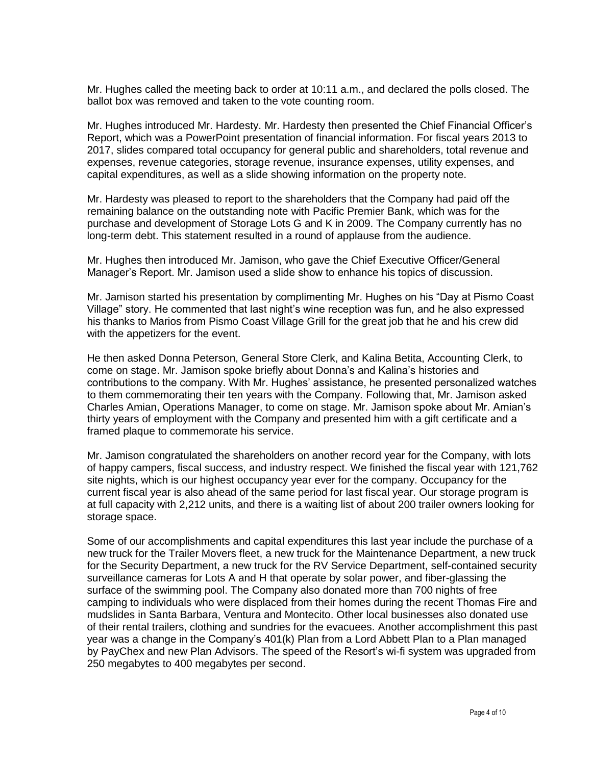Mr. Hughes called the meeting back to order at 10:11 a.m., and declared the polls closed. The ballot box was removed and taken to the vote counting room.

Mr. Hughes introduced Mr. Hardesty. Mr. Hardesty then presented the Chief Financial Officer's Report, which was a PowerPoint presentation of financial information. For fiscal years 2013 to 2017, slides compared total occupancy for general public and shareholders, total revenue and expenses, revenue categories, storage revenue, insurance expenses, utility expenses, and capital expenditures, as well as a slide showing information on the property note.

Mr. Hardesty was pleased to report to the shareholders that the Company had paid off the remaining balance on the outstanding note with Pacific Premier Bank, which was for the purchase and development of Storage Lots G and K in 2009. The Company currently has no long-term debt. This statement resulted in a round of applause from the audience.

Mr. Hughes then introduced Mr. Jamison, who gave the Chief Executive Officer/General Manager's Report. Mr. Jamison used a slide show to enhance his topics of discussion.

Mr. Jamison started his presentation by complimenting Mr. Hughes on his "Day at Pismo Coast Village" story. He commented that last night's wine reception was fun, and he also expressed his thanks to Marios from Pismo Coast Village Grill for the great job that he and his crew did with the appetizers for the event.

He then asked Donna Peterson, General Store Clerk, and Kalina Betita, Accounting Clerk, to come on stage. Mr. Jamison spoke briefly about Donna's and Kalina's histories and contributions to the company. With Mr. Hughes' assistance, he presented personalized watches to them commemorating their ten years with the Company. Following that, Mr. Jamison asked Charles Amian, Operations Manager, to come on stage. Mr. Jamison spoke about Mr. Amian's thirty years of employment with the Company and presented him with a gift certificate and a framed plaque to commemorate his service.

Mr. Jamison congratulated the shareholders on another record year for the Company, with lots of happy campers, fiscal success, and industry respect. We finished the fiscal year with 121,762 site nights, which is our highest occupancy year ever for the company. Occupancy for the current fiscal year is also ahead of the same period for last fiscal year. Our storage program is at full capacity with 2,212 units, and there is a waiting list of about 200 trailer owners looking for storage space.

Some of our accomplishments and capital expenditures this last year include the purchase of a new truck for the Trailer Movers fleet, a new truck for the Maintenance Department, a new truck for the Security Department, a new truck for the RV Service Department, self-contained security surveillance cameras for Lots A and H that operate by solar power, and fiber-glassing the surface of the swimming pool. The Company also donated more than 700 nights of free camping to individuals who were displaced from their homes during the recent Thomas Fire and mudslides in Santa Barbara, Ventura and Montecito. Other local businesses also donated use of their rental trailers, clothing and sundries for the evacuees. Another accomplishment this past year was a change in the Company's 401(k) Plan from a Lord Abbett Plan to a Plan managed by PayChex and new Plan Advisors. The speed of the Resort's wi-fi system was upgraded from 250 megabytes to 400 megabytes per second.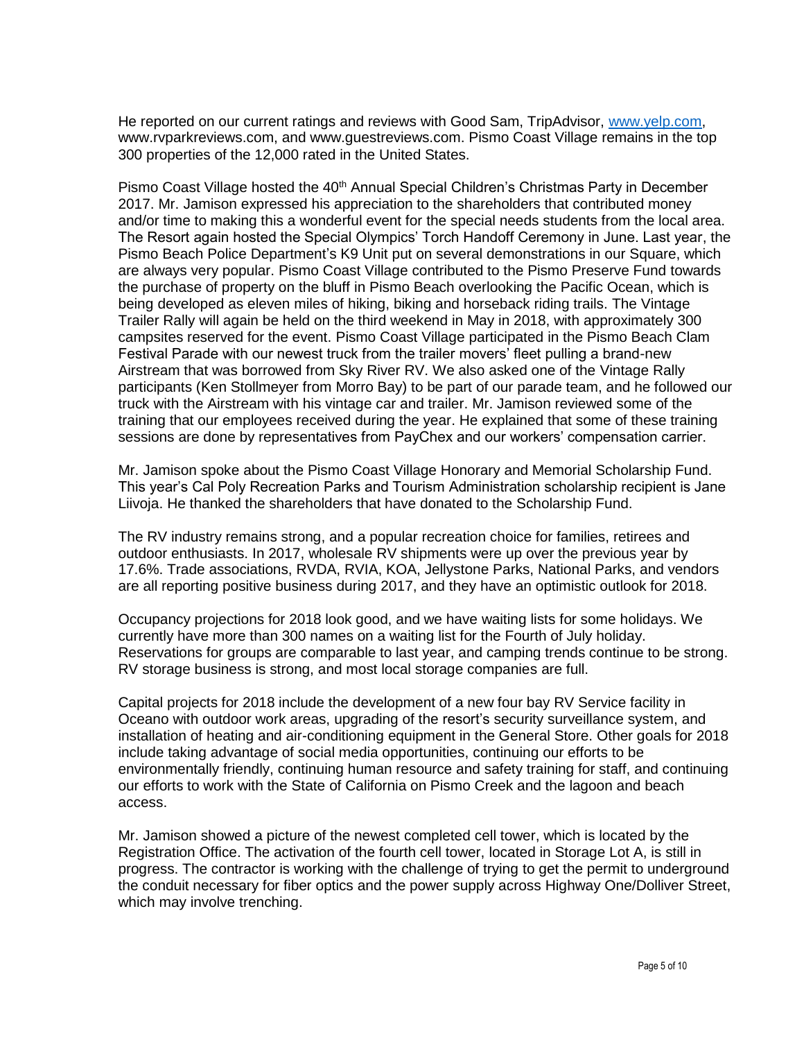He reported on our current ratings and reviews with Good Sam, TripAdvisor, www.yelp.com, www.rvparkreviews.com, and www.guestreviews.com. Pismo Coast Village remains in the top 300 properties of the 12,000 rated in the United States.

Pismo Coast Village hosted the 40th Annual Special Children's Christmas Party in December 2017. Mr. Jamison expressed his appreciation to the shareholders that contributed money and/or time to making this a wonderful event for the special needs students from the local area. The Resort again hosted the Special Olympics' Torch Handoff Ceremony in June. Last year, the Pismo Beach Police Department's K9 Unit put on several demonstrations in our Square, which are always very popular. Pismo Coast Village contributed to the Pismo Preserve Fund towards the purchase of property on the bluff in Pismo Beach overlooking the Pacific Ocean, which is being developed as eleven miles of hiking, biking and horseback riding trails. The Vintage Trailer Rally will again be held on the third weekend in May in 2018, with approximately 300 campsites reserved for the event. Pismo Coast Village participated in the Pismo Beach Clam Festival Parade with our newest truck from the trailer movers' fleet pulling a brand-new Airstream that was borrowed from Sky River RV. We also asked one of the Vintage Rally participants (Ken Stollmeyer from Morro Bay) to be part of our parade team, and he followed our truck with the Airstream with his vintage car and trailer. Mr. Jamison reviewed some of the training that our employees received during the year. He explained that some of these training sessions are done by representatives from PayChex and our workers' compensation carrier.

Mr. Jamison spoke about the Pismo Coast Village Honorary and Memorial Scholarship Fund. This year's Cal Poly Recreation Parks and Tourism Administration scholarship recipient is Jane Liivoja. He thanked the shareholders that have donated to the Scholarship Fund.

The RV industry remains strong, and a popular recreation choice for families, retirees and outdoor enthusiasts. In 2017, wholesale RV shipments were up over the previous year by 17.6%. Trade associations, RVDA, RVIA, KOA, Jellystone Parks, National Parks, and vendors are all reporting positive business during 2017, and they have an optimistic outlook for 2018.

Occupancy projections for 2018 look good, and we have waiting lists for some holidays. We currently have more than 300 names on a waiting list for the Fourth of July holiday. Reservations for groups are comparable to last year, and camping trends continue to be strong. RV storage business is strong, and most local storage companies are full.

Capital projects for 2018 include the development of a new four bay RV Service facility in Oceano with outdoor work areas, upgrading of the resort's security surveillance system, and installation of heating and air-conditioning equipment in the General Store. Other goals for 2018 include taking advantage of social media opportunities, continuing our efforts to be environmentally friendly, continuing human resource and safety training for staff, and continuing our efforts to work with the State of California on Pismo Creek and the lagoon and beach access.

Mr. Jamison showed a picture of the newest completed cell tower, which is located by the Registration Office. The activation of the fourth cell tower, located in Storage Lot A, is still in progress. The contractor is working with the challenge of trying to get the permit to underground the conduit necessary for fiber optics and the power supply across Highway One/Dolliver Street, which may involve trenching.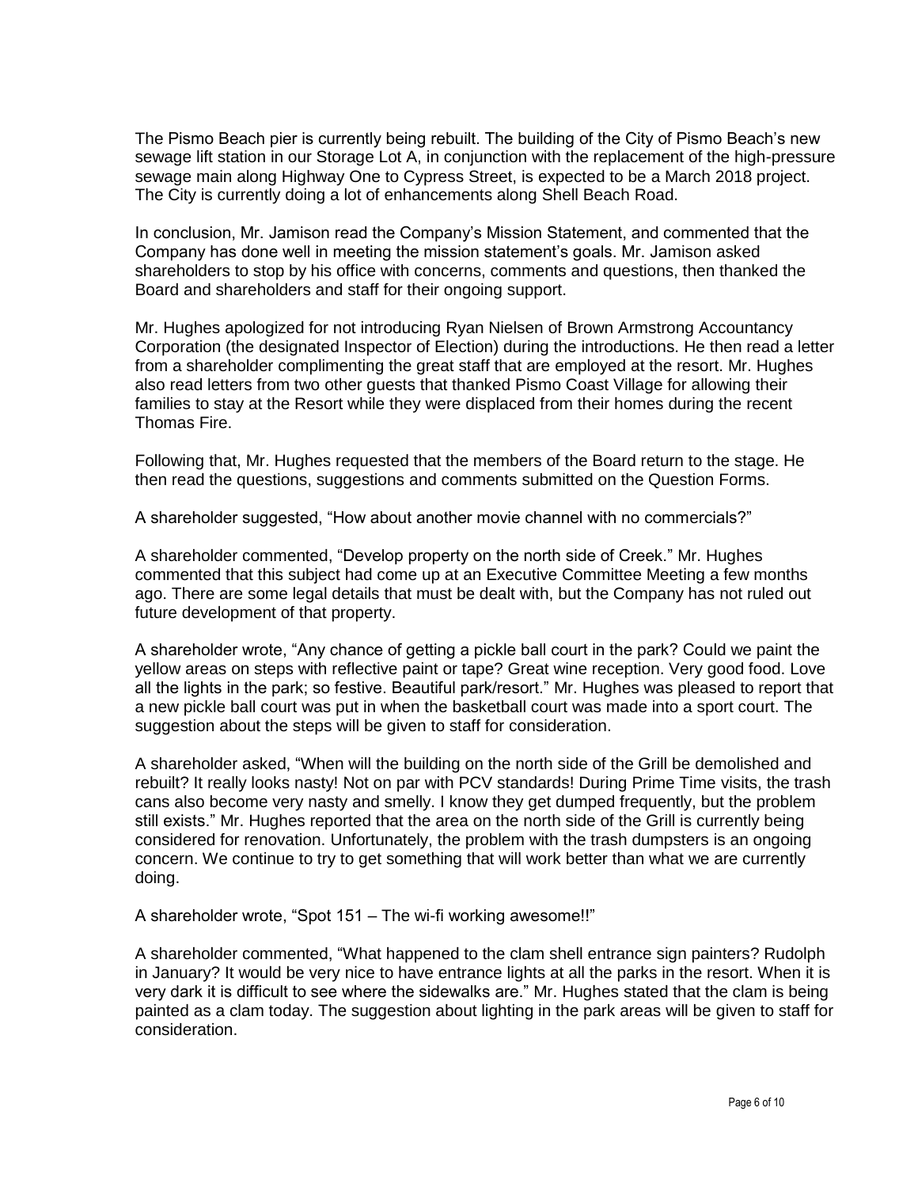The Pismo Beach pier is currently being rebuilt. The building of the City of Pismo Beach's new sewage lift station in our Storage Lot A, in conjunction with the replacement of the high-pressure sewage main along Highway One to Cypress Street, is expected to be a March 2018 project. The City is currently doing a lot of enhancements along Shell Beach Road.

In conclusion, Mr. Jamison read the Company's Mission Statement, and commented that the Company has done well in meeting the mission statement's goals. Mr. Jamison asked shareholders to stop by his office with concerns, comments and questions, then thanked the Board and shareholders and staff for their ongoing support.

Mr. Hughes apologized for not introducing Ryan Nielsen of Brown Armstrong Accountancy Corporation (the designated Inspector of Election) during the introductions. He then read a letter from a shareholder complimenting the great staff that are employed at the resort. Mr. Hughes also read letters from two other guests that thanked Pismo Coast Village for allowing their families to stay at the Resort while they were displaced from their homes during the recent Thomas Fire.

Following that, Mr. Hughes requested that the members of the Board return to the stage. He then read the questions, suggestions and comments submitted on the Question Forms.

A shareholder suggested, "How about another movie channel with no commercials?"

A shareholder commented, "Develop property on the north side of Creek." Mr. Hughes commented that this subject had come up at an Executive Committee Meeting a few months ago. There are some legal details that must be dealt with, but the Company has not ruled out future development of that property.

A shareholder wrote, "Any chance of getting a pickle ball court in the park? Could we paint the yellow areas on steps with reflective paint or tape? Great wine reception. Very good food. Love all the lights in the park; so festive. Beautiful park/resort." Mr. Hughes was pleased to report that a new pickle ball court was put in when the basketball court was made into a sport court. The suggestion about the steps will be given to staff for consideration.

A shareholder asked, "When will the building on the north side of the Grill be demolished and rebuilt? It really looks nasty! Not on par with PCV standards! During Prime Time visits, the trash cans also become very nasty and smelly. I know they get dumped frequently, but the problem still exists." Mr. Hughes reported that the area on the north side of the Grill is currently being considered for renovation. Unfortunately, the problem with the trash dumpsters is an ongoing concern. We continue to try to get something that will work better than what we are currently doing.

A shareholder wrote, "Spot 151 – The wi-fi working awesome!!"

A shareholder commented, "What happened to the clam shell entrance sign painters? Rudolph in January? It would be very nice to have entrance lights at all the parks in the resort. When it is very dark it is difficult to see where the sidewalks are." Mr. Hughes stated that the clam is being painted as a clam today. The suggestion about lighting in the park areas will be given to staff for consideration.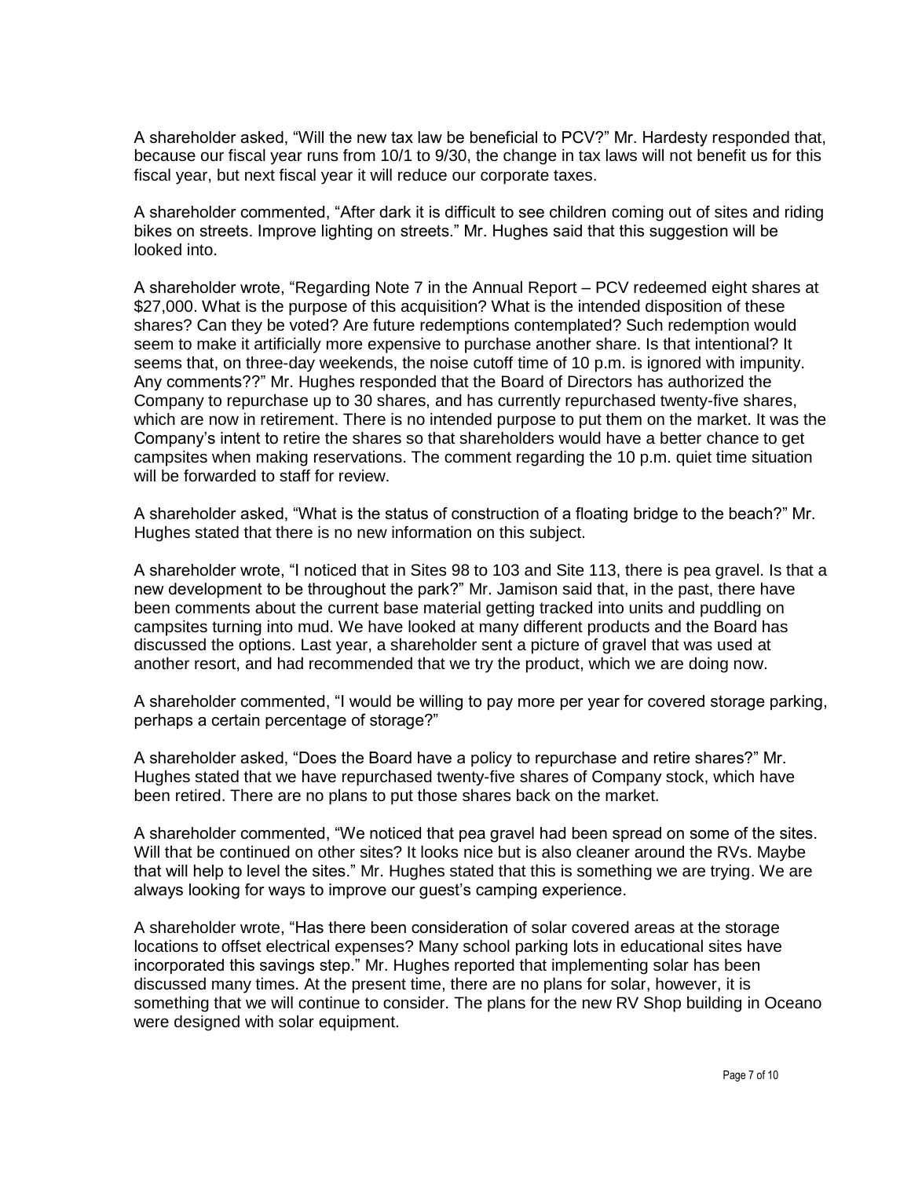A shareholder asked, "Will the new tax law be beneficial to PCV?" Mr. Hardesty responded that, because our fiscal year runs from 10/1 to 9/30, the change in tax laws will not benefit us for this fiscal year, but next fiscal year it will reduce our corporate taxes.

A shareholder commented, "After dark it is difficult to see children coming out of sites and riding bikes on streets. Improve lighting on streets." Mr. Hughes said that this suggestion will be looked into.

A shareholder wrote, "Regarding Note 7 in the Annual Report – PCV redeemed eight shares at $27,000. What is the purpose of this acquisition? What is the intended disposition of these shares? Can they be voted? Are future redemptions contemplated? Such redemption would seem to make it artificially more expensive to purchase another share. Is that intentional? It seems that, on three-day weekends, the noise cutoff time of 10 p.m. is ignored with impunity. Any comments??" Mr. Hughes responded that the Board of Directors has authorized the Company to repurchase up to 30 shares, and has currently repurchased twenty-five shares, which are now in retirement. There is no intended purpose to put them on the market. It was the Company's intent to retire the shares so that shareholders would have a better chance to get campsites when making reservations. The comment regarding the 10 p.m. quiet time situation will be forwarded to staff for review.

A shareholder asked, "What is the status of construction of a floating bridge to the beach?" Mr. Hughes stated that there is no new information on this subject.

A shareholder wrote, "I noticed that in Sites 98 to 103 and Site 113, there is pea gravel. Is that a new development to be throughout the park?" Mr. Jamison said that, in the past, there have been comments about the current base material getting tracked into units and puddling on campsites turning into mud. We have looked at many different products and the Board has discussed the options. Last year, a shareholder sent a picture of gravel that was used at another resort, and had recommended that we try the product, which we are doing now.

A shareholder commented, "I would be willing to pay more per year for covered storage parking, perhaps a certain percentage of storage?"

A shareholder asked, "Does the Board have a policy to repurchase and retire shares?" Mr. Hughes stated that we have repurchased twenty-five shares of Company stock, which have been retired. There are no plans to put those shares back on the market.

A shareholder commented, "We noticed that pea gravel had been spread on some of the sites. Will that be continued on other sites? It looks nice but is also cleaner around the RVs. Maybe that will help to level the sites." Mr. Hughes stated that this is something we are trying. We are always looking for ways to improve our guest's camping experience.

A shareholder wrote, "Has there been consideration of solar covered areas at the storage locations to offset electrical expenses? Many school parking lots in educational sites have incorporated this savings step." Mr. Hughes reported that implementing solar has been discussed many times. At the present time, there are no plans for solar, however, it is something that we will continue to consider. The plans for the new RV Shop building in Oceano were designed with solar equipment.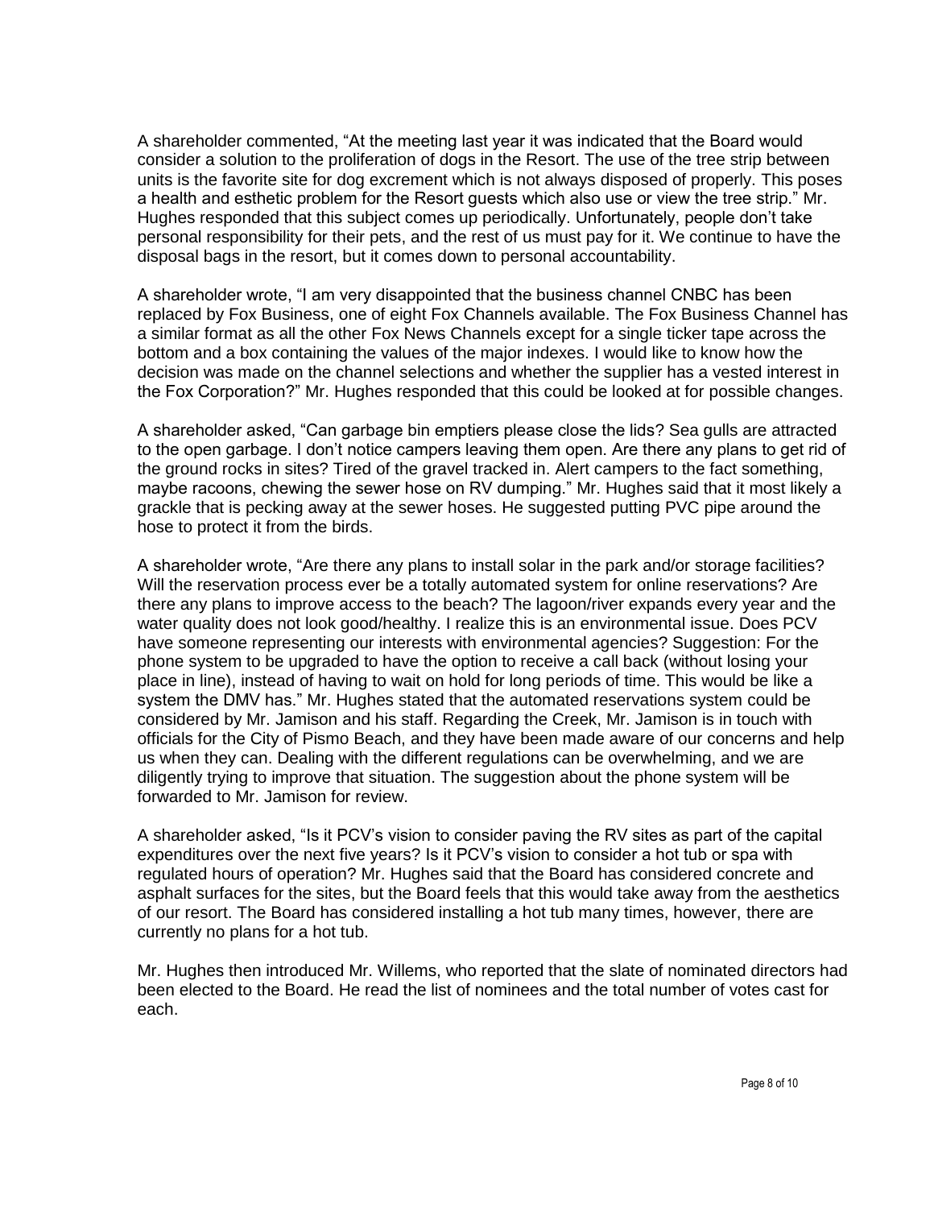A shareholder commented, "At the meeting last year it was indicated that the Board would consider a solution to the proliferation of dogs in the Resort. The use of the tree strip between units is the favorite site for dog excrement which is not always disposed of properly. This poses a health and esthetic problem for the Resort guests which also use or view the tree strip." Mr. Hughes responded that this subject comes up periodically. Unfortunately, people don't take personal responsibility for their pets, and the rest of us must pay for it. We continue to have the disposal bags in the resort, but it comes down to personal accountability.

A shareholder wrote, "I am very disappointed that the business channel CNBC has been replaced by Fox Business, one of eight Fox Channels available. The Fox Business Channel has a similar format as all the other Fox News Channels except for a single ticker tape across the bottom and a box containing the values of the major indexes. I would like to know how the decision was made on the channel selections and whether the supplier has a vested interest in the Fox Corporation?" Mr. Hughes responded that this could be looked at for possible changes.

A shareholder asked, "Can garbage bin emptiers please close the lids? Sea gulls are attracted to the open garbage. I don't notice campers leaving them open. Are there any plans to get rid of the ground rocks in sites? Tired of the gravel tracked in. Alert campers to the fact something, maybe racoons, chewing the sewer hose on RV dumping." Mr. Hughes said that it most likely a grackle that is pecking away at the sewer hoses. He suggested putting PVC pipe around the hose to protect it from the birds.

A shareholder wrote, "Are there any plans to install solar in the park and/or storage facilities? Will the reservation process ever be a totally automated system for online reservations? Are there any plans to improve access to the beach? The lagoon/river expands every year and the water quality does not look good/healthy. I realize this is an environmental issue. Does PCV have someone representing our interests with environmental agencies? Suggestion: For the phone system to be upgraded to have the option to receive a call back (without losing your place in line), instead of having to wait on hold for long periods of time. This would be like a system the DMV has." Mr. Hughes stated that the automated reservations system could be considered by Mr. Jamison and his staff. Regarding the Creek, Mr. Jamison is in touch with officials for the City of Pismo Beach, and they have been made aware of our concerns and help us when they can. Dealing with the different regulations can be overwhelming, and we are diligently trying to improve that situation. The suggestion about the phone system will be forwarded to Mr. Jamison for review.

A shareholder asked, "Is it PCV's vision to consider paving the RV sites as part of the capital expenditures over the next five years? Is it PCV's vision to consider a hot tub or spa with regulated hours of operation? Mr. Hughes said that the Board has considered concrete and asphalt surfaces for the sites, but the Board feels that this would take away from the aesthetics of our resort. The Board has considered installing a hot tub many times, however, there are currently no plans for a hot tub.

Mr. Hughes then introduced Mr. Willems, who reported that the slate of nominated directors had been elected to the Board. He read the list of nominees and the total number of votes cast for each.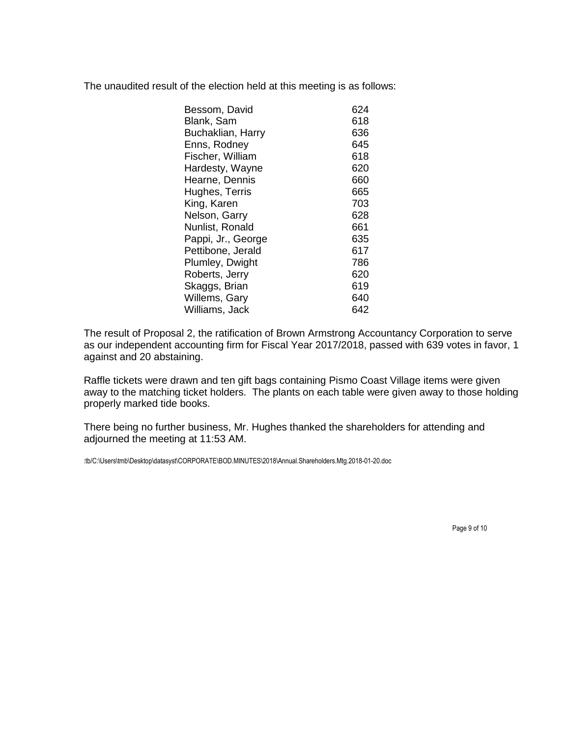The unaudited result of the election held at this meeting is as follows:

| | |
|---|---|
| Bessom, David | 624 |
| Blank, Sam | 618 |
| Buchaklian, Harry | 636 |
| Enns, Rodney | 645 |
| Fischer, William | 618 |
| Hardesty, Wayne | 620 |
| Hearne, Dennis | 660 |
| Hughes, Terris | 665 |
| King, Karen | 703 |
| Nelson, Garry | 628 |
| Nunlist, Ronald | 661 |
| Pappi, Jr., George | 635 |
| Pettibone, Jerald | 617 |
| Plumley, Dwight | 786 |
| Roberts, Jerry | 620 |
| Skaggs, Brian | 619 |
| Willems, Gary | 640 |
| Williams, Jack | 642 |

The result of Proposal 2, the ratification of Brown Armstrong Accountancy Corporation to serve as our independent accounting firm for Fiscal Year 2017/2018, passed with 639 votes in favor, 1 against and 20 abstaining.

Raffle tickets were drawn and ten gift bags containing Pismo Coast Village items were given away to the matching ticket holders. The plants on each table were given away to those holding properly marked tide books.

There being no further business, Mr. Hughes thanked the shareholders for attending and adjourned the meeting at 11:53 AM.

:tb/C:\Users\tmb\Desktop\datasyst\CORPORATE\BOD.MINUTES\2018\Annual.Shareholders.Mtg.2018-01-20.doc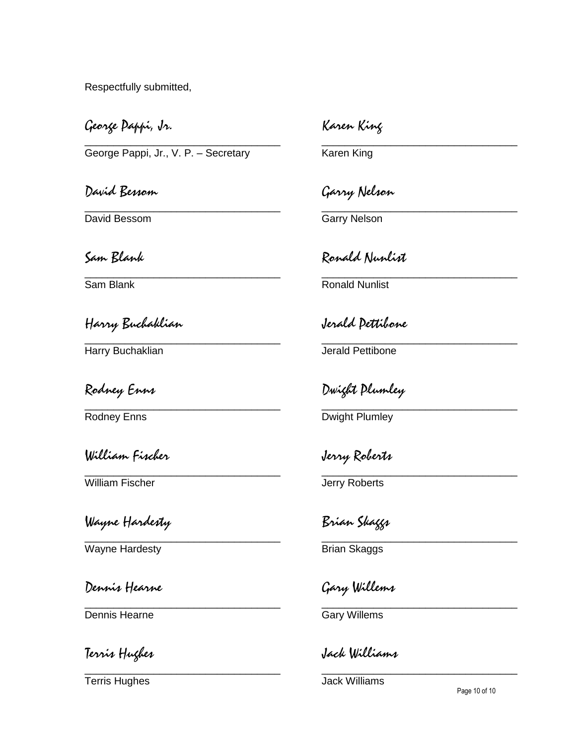Respectfully submitted,

*George Pappi, Jr.*

George Pappi, Jr., V. P. – Secretary

*David Bessom*

David Bessom

*Sam Blank*

Sam Blank

*Harry Buchaklian*

Harry Buchaklian

*Rodney Enns*

Rodney Enns

*William Fischer*

William Fischer

*Wayne Hardesty*

Wayne Hardesty

*Dennis Hearne*

Dennis Hearne

*Terris Hughes*

Terris Hughes

*Karen King*

Karen King

*Garry Nelson*

Garry Nelson

*Ronald Nunlist*

Ronald Nunlist

*Jerald Pettibone*

Jerald Pettibone

*Dwight Plumley*

Dwight Plumley

*Jerry Roberts*

Jerry Roberts

*Brian Skaggs*

Brian Skaggs

*Gary Willems*

Gary Willems

*Jack Williams*

Jack Williams